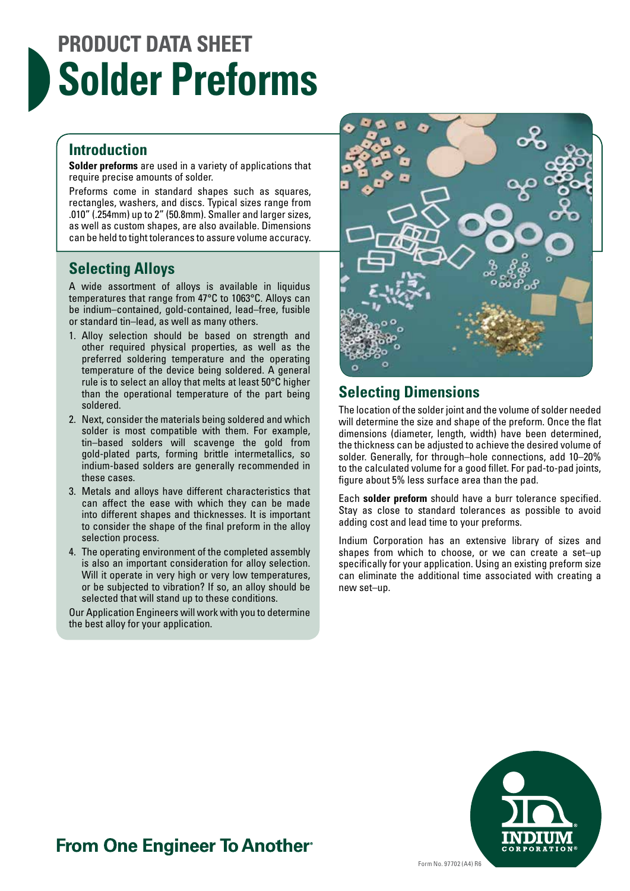# PRODUCT DATA SHEET
# Solder Preforms

## Introduction

**Solder preforms** are used in a variety of applications that require precise amounts of solder.

Preforms come in standard shapes such as squares, rectangles, washers, and discs. Typical sizes range from .010" (.254mm) up to 2" (50.8mm). Smaller and larger sizes, as well as custom shapes, are also available. Dimensions can be held to tight tolerances to assure volume accuracy.

## Selecting Alloys

A wide assortment of alloys is available in liquidus temperatures that range from 47°C to 1063°C. Alloys can be indium–contained, gold-contained, lead–free, fusible or standard tin–lead, as well as many others.

1. Alloy selection should be based on strength and other required physical properties, as well as the preferred soldering temperature and the operating temperature of the device being soldered. A general rule is to select an alloy that melts at least 50°C higher than the operational temperature of the part being soldered.
2. Next, consider the materials being soldered and which solder is most compatible with them. For example, tin–based solders will scavenge the gold from gold-plated parts, forming brittle intermetallics, so indium-based solders are generally recommended in these cases.
3. Metals and alloys have different characteristics that can affect the ease with which they can be made into different shapes and thicknesses. It is important to consider the shape of the final preform in the alloy selection process.
4. The operating environment of the completed assembly is also an important consideration for alloy selection. Will it operate in very high or very low temperatures, or be subjected to vibration? If so, an alloy should be selected that will stand up to these conditions.

Our Application Engineers will work with you to determine the best alloy for your application.

## Selecting Dimensions

The location of the solder joint and the volume of solder needed will determine the size and shape of the preform. Once the flat dimensions (diameter, length, width) have been determined, the thickness can be adjusted to achieve the desired volume of solder. Generally, for through–hole connections, add 10–20% to the calculated volume for a good fillet. For pad-to-pad joints, figure about 5% less surface area than the pad.

Each **solder preform** should have a burr tolerance specified. Stay as close to standard tolerances as possible to avoid adding cost and lead time to your preforms.

Indium Corporation has an extensive library of sizes and shapes from which to choose, or we can create a set–up specifically for your application. Using an existing preform size can eliminate the additional time associated with creating a new set–up.

**From One Engineer To Another®**

INDIUM CORPORATION®

Form No. 97702 (A4) R6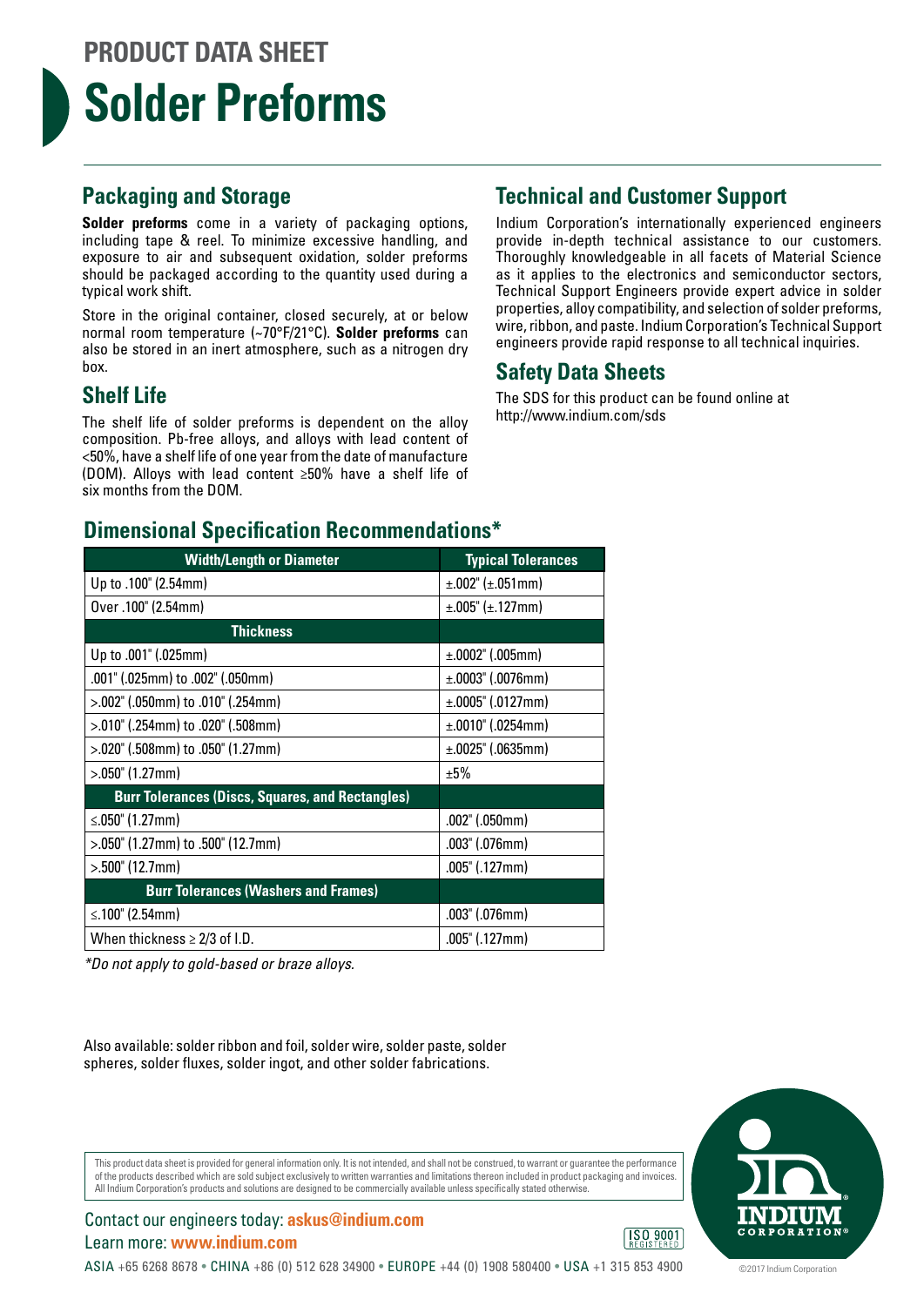# PRODUCT DATA SHEET

# Solder Preforms

## Packaging and Storage

**Solder preforms** come in a variety of packaging options, including tape & reel. To minimize excessive handling, and exposure to air and subsequent oxidation, solder preforms should be packaged according to the quantity used during a typical work shift.

Store in the original container, closed securely, at or below normal room temperature (~70°F/21°C). **Solder preforms** can also be stored in an inert atmosphere, such as a nitrogen dry box.

## Shelf Life

The shelf life of solder preforms is dependent on the alloy composition. Pb-free alloys, and alloys with lead content of <50%, have a shelf life of one year from the date of manufacture (DOM). Alloys with lead content ≥50% have a shelf life of six months from the DOM.

## Technical and Customer Support

Indium Corporation's internationally experienced engineers provide in-depth technical assistance to our customers. Thoroughly knowledgeable in all facets of Material Science as it applies to the electronics and semiconductor sectors, Technical Support Engineers provide expert advice in solder properties, alloy compatibility, and selection of solder preforms, wire, ribbon, and paste. Indium Corporation's Technical Support engineers provide rapid response to all technical inquiries.

## Safety Data Sheets

The SDS for this product can be found online at http://www.indium.com/sds

## Dimensional Specification Recommendations*

| Width/Length or Diameter | Typical Tolerances |
|---|---|
| Up to .100" (2.54mm) | ±.002" (±.051mm) |
| Over .100" (2.54mm) | ±.005" (±.127mm) |
| **Thickness** | |
| Up to .001" (.025mm) | ±.0002" (.005mm) |
| .001" (.025mm) to .002" (.050mm) | ±.0003" (.0076mm) |
| >.002" (.050mm) to .010" (.254mm) | ±.0005" (.0127mm) |
| >.010" (.254mm) to .020" (.508mm) | ±.0010" (.0254mm) |
| >.020" (.508mm) to .050" (1.27mm) | ±.0025" (.0635mm) |
| >.050" (1.27mm) | ±5% |
| **Burr Tolerances (Discs, Squares, and Rectangles)** | |
| ≤.050" (1.27mm) | .002" (.050mm) |
| >.050" (1.27mm) to .500" (12.7mm) | .003" (.076mm) |
| >.500" (12.7mm) | .005" (.127mm) |
| **Burr Tolerances (Washers and Frames)** | |
| ≤.100" (2.54mm) | .003" (.076mm) |
| When thickness ≥ 2/3 of I.D. | .005" (.127mm) |

*\*Do not apply to gold-based or braze alloys.*

Also available: solder ribbon and foil, solder wire, solder paste, solder spheres, solder fluxes, solder ingot, and other solder fabrications.

This product data sheet is provided for general information only. It is not intended, and shall not be construed, to warrant or guarantee the performance of the products described which are sold subject exclusively to written warranties and limitations thereon included in product packaging and invoices. All Indium Corporation's products and solutions are designed to be commercially available unless specifically stated otherwise.

Contact our engineers today: **askus@indium.com**

Learn more: **www.indium.com**

ASIA +65 6268 8678 • CHINA +86 (0) 512 628 34900 • EUROPE +44 (0) 1908 580400 • USA +1 315 853 4900

ISO 9001 REGISTERED

INDIUM CORPORATION®

©2017 Indium Corporation